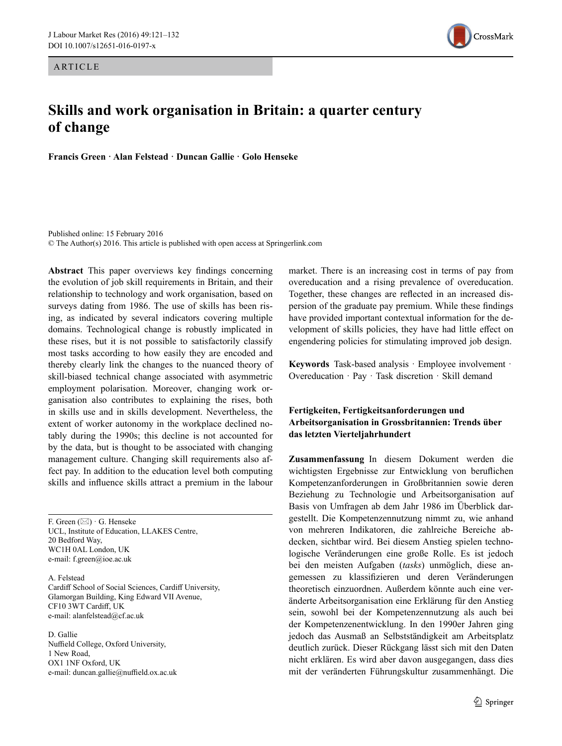ARTICLE

# Skills and work organisation in Britain: a quarter century of change

**Francis Green · Alan Felstead · Duncan Gallie · Golo Henseke**

Published online: 15 February 2016
© The Author(s) 2016. This article is published with open access at Springerlink.com

**Abstract** This paper overviews key findings concerning the evolution of job skill requirements in Britain, and their relationship to technology and work organisation, based on surveys dating from 1986. The use of skills has been rising, as indicated by several indicators covering multiple domains. Technological change is robustly implicated in these rises, but it is not possible to satisfactorily classify most tasks according to how easily they are encoded and thereby clearly link the changes to the nuanced theory of skill-biased technical change associated with asymmetric employment polarisation. Moreover, changing work organisation also contributes to explaining the rises, both in skills use and in skills development. Nevertheless, the extent of worker autonomy in the workplace declined notably during the 1990s; this decline is not accounted for by the data, but is thought to be associated with changing management culture. Changing skill requirements also affect pay. In addition to the education level both computing skills and influence skills attract a premium in the labour market. There is an increasing cost in terms of pay from overeducation and a rising prevalence of overeducation. Together, these changes are reflected in an increased dispersion of the graduate pay premium. While these findings have provided important contextual information for the development of skills policies, they have had little effect on engendering policies for stimulating improved job design.

**Keywords** Task-based analysis · Employee involvement · Overeducation · Pay · Task discretion · Skill demand

F. Green (✉) · G. Henseke
UCL, Institute of Education, LLAKES Centre,
20 Bedford Way,
WC1H 0AL London, UK
e-mail: f.green@ioe.ac.uk

A. Felstead
Cardiff School of Social Sciences, Cardiff University,
Glamorgan Building, King Edward VII Avenue,
CF10 3WT Cardiff, UK
e-mail: alanfelstead@cf.ac.uk

D. Gallie
Nuffield College, Oxford University,
1 New Road,
OX1 1NF Oxford, UK
e-mail: duncan.gallie@nuffield.ox.ac.uk

## Fertigkeiten, Fertigkeitsanforderungen und Arbeitsorganisation in Grossbritannien: Trends über das letzten Vierteljahrhundert

**Zusammenfassung** In diesem Dokument werden die wichtigsten Ergebnisse zur Entwicklung von beruflichen Kompetenzanforderungen in Großbritannien sowie deren Beziehung zu Technologie und Arbeitsorganisation auf Basis von Umfragen ab dem Jahr 1986 im Überblick dargestellt. Die Kompetenzennutzung nimmt zu, wie anhand von mehreren Indikatoren, die zahlreiche Bereiche abdecken, sichtbar wird. Bei diesem Anstieg spielen technologische Veränderungen eine große Rolle. Es ist jedoch bei den meisten Aufgaben (*tasks*) unmöglich, diese angemessen zu klassifizieren und deren Veränderungen theoretisch einzuordnen. Außerdem könnte auch eine veränderte Arbeitsorganisation eine Erklärung für den Anstieg sein, sowohl bei der Kompetenzennutzung als auch bei der Kompetenzenentwicklung. In den 1990er Jahren ging jedoch das Ausmaß an Selbstständigkeit am Arbeitsplatz deutlich zurück. Dieser Rückgang lässt sich mit den Daten nicht erklären. Es wird aber davon ausgegangen, dass dies mit der veränderten Führungskultur zusammenhängt. Die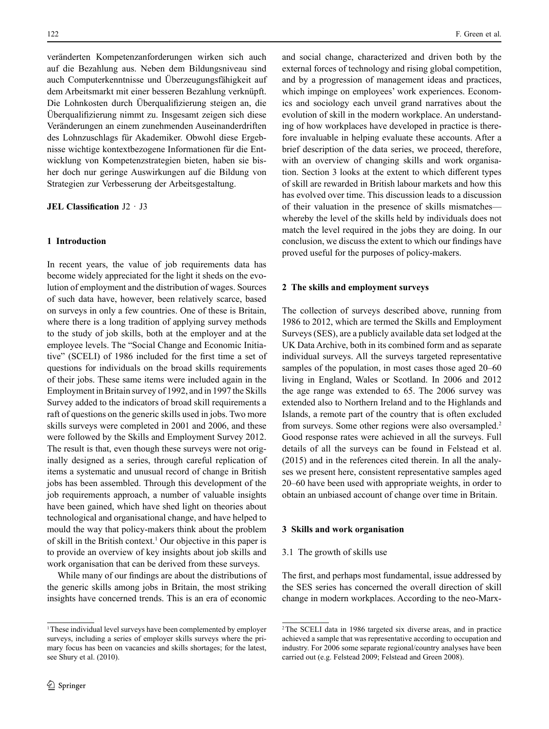veränderten Kompetenzanforderungen wirken sich auch auf die Bezahlung aus. Neben dem Bildungsniveau sind auch Computerkenntnisse und Überzeugungsfähigkeit auf dem Arbeitsmarkt mit einer besseren Bezahlung verknüpft. Die Lohnkosten durch Überqualifizierung steigen an, die Überqualifizierung nimmt zu. Insgesamt zeigen sich diese Veränderungen an einem zunehmenden Auseinanderdriften des Lohnzuschlags für Akademiker. Obwohl diese Ergebnisse wichtige kontextbezogene Informationen für die Entwicklung von Kompetenzstrategien bieten, haben sie bisher doch nur geringe Auswirkungen auf die Bildung von Strategien zur Verbesserung der Arbeitsgestaltung.

**JEL Classification** J2 · J3

## 1 Introduction

In recent years, the value of job requirements data has become widely appreciated for the light it sheds on the evolution of employment and the distribution of wages. Sources of such data have, however, been relatively scarce, based on surveys in only a few countries. One of these is Britain, where there is a long tradition of applying survey methods to the study of job skills, both at the employer and at the employee levels. The "Social Change and Economic Initiative" (SCELI) of 1986 included for the first time a set of questions for individuals on the broad skills requirements of their jobs. These same items were included again in the Employment in Britain survey of 1992, and in 1997 the Skills Survey added to the indicators of broad skill requirements a raft of questions on the generic skills used in jobs. Two more skills surveys were completed in 2001 and 2006, and these were followed by the Skills and Employment Survey 2012. The result is that, even though these surveys were not originally designed as a series, through careful replication of items a systematic and unusual record of change in British jobs has been assembled. Through this development of the job requirements approach, a number of valuable insights have been gained, which have shed light on theories about technological and organisational change, and have helped to mould the way that policy-makers think about the problem of skill in the British context.[1] Our objective in this paper is to provide an overview of key insights about job skills and work organisation that can be derived from these surveys.

While many of our findings are about the distributions of the generic skills among jobs in Britain, the most striking insights have concerned trends. This is an era of economic and social change, characterized and driven both by the external forces of technology and rising global competition, and by a progression of management ideas and practices, which impinge on employees' work experiences. Economics and sociology each unveil grand narratives about the evolution of skill in the modern workplace. An understanding of how workplaces have developed in practice is therefore invaluable in helping evaluate these accounts. After a brief description of the data series, we proceed, therefore, with an overview of changing skills and work organisation. Section 3 looks at the extent to which different types of skill are rewarded in British labour markets and how this has evolved over time. This discussion leads to a discussion of their valuation in the presence of skills mismatches—whereby the level of the skills held by individuals does not match the level required in the jobs they are doing. In our conclusion, we discuss the extent to which our findings have proved useful for the purposes of policy-makers.

## 2 The skills and employment surveys

The collection of surveys described above, running from 1986 to 2012, which are termed the Skills and Employment Surveys (SES), are a publicly available data set lodged at the UK Data Archive, both in its combined form and as separate individual surveys. All the surveys targeted representative samples of the population, in most cases those aged 20–60 living in England, Wales or Scotland. In 2006 and 2012 the age range was extended to 65. The 2006 survey was extended also to Northern Ireland and to the Highlands and Islands, a remote part of the country that is often excluded from surveys. Some other regions were also oversampled.[2] Good response rates were achieved in all the surveys. Full details of all the surveys can be found in Felstead et al. (2015) and in the references cited therein. In all the analyses we present here, consistent representative samples aged 20–60 have been used with appropriate weights, in order to obtain an unbiased account of change over time in Britain.

## 3 Skills and work organisation

### 3.1 The growth of skills use

The first, and perhaps most fundamental, issue addressed by the SES series has concerned the overall direction of skill change in modern workplaces. According to the neo-Marx-

---

[1] These individual level surveys have been complemented by employer surveys, including a series of employer skills surveys where the primary focus has been on vacancies and skills shortages; for the latest, see Shury et al. (2010).

[2] The SCELI data in 1986 targeted six diverse areas, and in practice achieved a sample that was representative according to occupation and industry. For 2006 some separate regional/country analyses have been carried out (e.g. Felstead 2009; Felstead and Green 2008).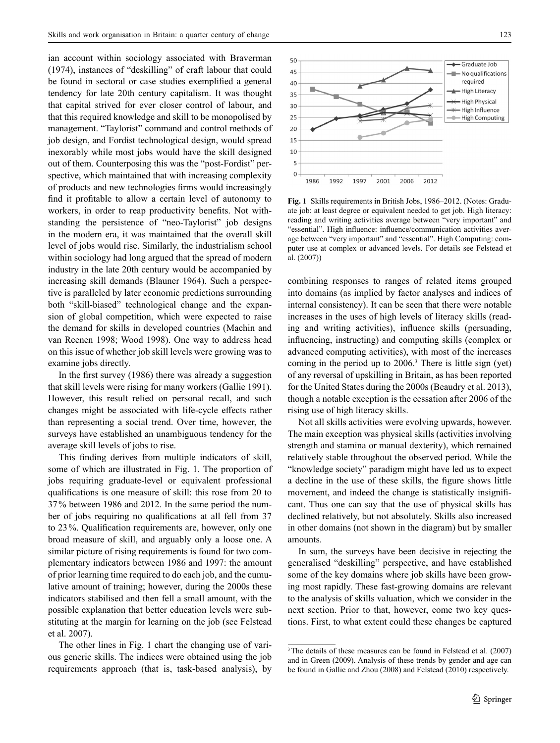ian account within sociology associated with Braverman (1974), instances of "deskilling" of craft labour that could be found in sectoral or case studies exemplified a general tendency for late 20th century capitalism. It was thought that capital strived for ever closer control of labour, and that this required knowledge and skill to be monopolised by management. "Taylorist" command and control methods of job design, and Fordist technological design, would spread inexorably while most jobs would have the skill designed out of them. Counterposing this was the "post-Fordist" perspective, which maintained that with increasing complexity of products and new technologies firms would increasingly find it profitable to allow a certain level of autonomy to workers, in order to reap productivity benefits. Not withstanding the persistence of "neo-Taylorist" job designs in the modern era, it was maintained that the overall skill level of jobs would rise. Similarly, the industrialism school within sociology had long argued that the spread of modern industry in the late 20th century would be accompanied by increasing skill demands (Blauner 1964). Such a perspective is paralleled by later economic predictions surrounding both "skill-biased" technological change and the expansion of global competition, which were expected to raise the demand for skills in developed countries (Machin and van Reenen 1998; Wood 1998). One way to address head on this issue of whether job skill levels were growing was to examine jobs directly.

In the first survey (1986) there was already a suggestion that skill levels were rising for many workers (Gallie 1991). However, this result relied on personal recall, and such changes might be associated with life-cycle effects rather than representing a social trend. Over time, however, the surveys have established an unambiguous tendency for the average skill levels of jobs to rise.

This finding derives from multiple indicators of skill, some of which are illustrated in Fig. 1. The proportion of jobs requiring graduate-level or equivalent professional qualifications is one measure of skill: this rose from 20 to 37% between 1986 and 2012. In the same period the number of jobs requiring no qualifications at all fell from 37 to 23%. Qualification requirements are, however, only one broad measure of skill, and arguably only a loose one. A similar picture of rising requirements is found for two complementary indicators between 1986 and 1997: the amount of prior learning time required to do each job, and the cumulative amount of training; however, during the 2000s these indicators stabilised and then fell a small amount, with the possible explanation that better education levels were substituting at the margin for learning on the job (see Felstead et al. 2007).

The other lines in Fig. 1 chart the changing use of various generic skills. The indices were obtained using the job requirements approach (that is, task-based analysis), by combining responses to ranges of related items grouped into domains (as implied by factor analyses and indices of internal consistency). It can be seen that there were notable increases in the uses of high levels of literacy skills (reading and writing activities), influence skills (persuading, influencing, instructing) and computing skills (complex or advanced computing activities), with most of the increases coming in the period up to 2006.[3] There is little sign (yet) of any reversal of upskilling in Britain, as has been reported for the United States during the 2000s (Beaudry et al. 2013), though a notable exception is the cessation after 2006 of the rising use of high literacy skills.

**Fig. 1** Skills requirements in British Jobs, 1986–2012. (Notes: Graduate job: at least degree or equivalent needed to get job. High literacy: reading and writing activities average between "very important" and "essential". High influence: influence/communication activities average between "very important" and "essential". High Computing: computer use at complex or advanced levels. For details see Felstead et al. (2007))

Not all skills activities were evolving upwards, however. The main exception was physical skills (activities involving strength and stamina or manual dexterity), which remained relatively stable throughout the observed period. While the "knowledge society" paradigm might have led us to expect a decline in the use of these skills, the figure shows little movement, and indeed the change is statistically insignificant. Thus one can say that the use of physical skills has declined relatively, but not absolutely. Skills also increased in other domains (not shown in the diagram) but by smaller amounts.

In sum, the surveys have been decisive in rejecting the generalised "deskilling" perspective, and have established some of the key domains where job skills have been growing most rapidly. These fast-growing domains are relevant to the analysis of skills valuation, which we consider in the next section. Prior to that, however, come two key questions. First, to what extent could these changes be captured

[3] The details of these measures can be found in Felstead et al. (2007) and in Green (2009). Analysis of these trends by gender and age can be found in Gallie and Zhou (2008) and Felstead (2010) respectively.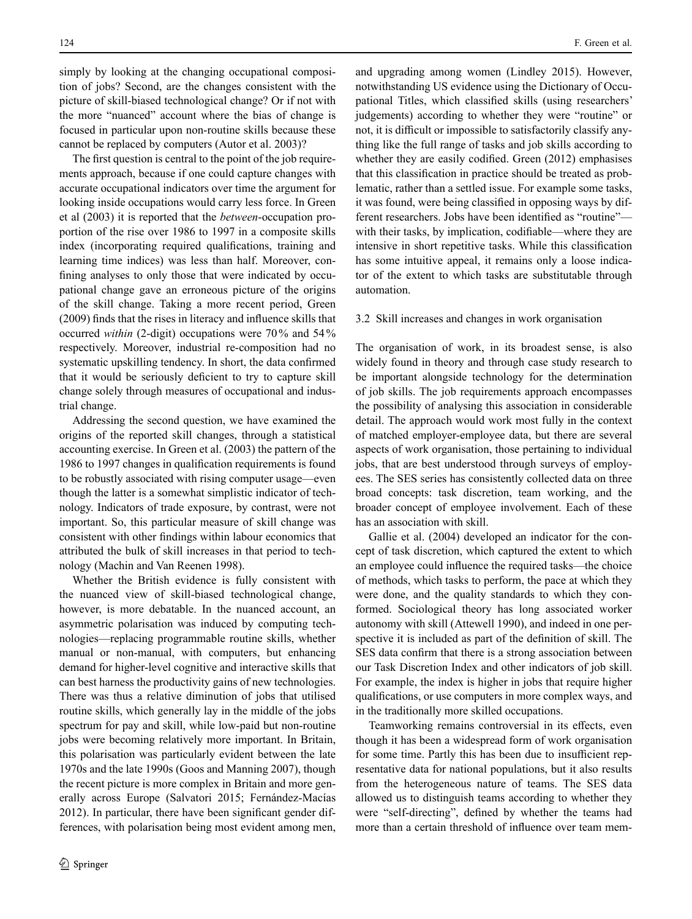simply by looking at the changing occupational composition of jobs? Second, are the changes consistent with the picture of skill-biased technological change? Or if not with the more "nuanced" account where the bias of change is focused in particular upon non-routine skills because these cannot be replaced by computers (Autor et al. 2003)?

The first question is central to the point of the job requirements approach, because if one could capture changes with accurate occupational indicators over time the argument for looking inside occupations would carry less force. In Green et al (2003) it is reported that the *between*-occupation proportion of the rise over 1986 to 1997 in a composite skills index (incorporating required qualifications, training and learning time indices) was less than half. Moreover, confining analyses to only those that were indicated by occupational change gave an erroneous picture of the origins of the skill change. Taking a more recent period, Green (2009) finds that the rises in literacy and influence skills that occurred *within* (2-digit) occupations were 70% and 54% respectively. Moreover, industrial re-composition had no systematic upskilling tendency. In short, the data confirmed that it would be seriously deficient to try to capture skill change solely through measures of occupational and industrial change.

Addressing the second question, we have examined the origins of the reported skill changes, through a statistical accounting exercise. In Green et al. (2003) the pattern of the 1986 to 1997 changes in qualification requirements is found to be robustly associated with rising computer usage—even though the latter is a somewhat simplistic indicator of technology. Indicators of trade exposure, by contrast, were not important. So, this particular measure of skill change was consistent with other findings within labour economics that attributed the bulk of skill increases in that period to technology (Machin and Van Reenen 1998).

Whether the British evidence is fully consistent with the nuanced view of skill-biased technological change, however, is more debatable. In the nuanced account, an asymmetric polarisation was induced by computing technologies—replacing programmable routine skills, whether manual or non-manual, with computers, but enhancing demand for higher-level cognitive and interactive skills that can best harness the productivity gains of new technologies. There was thus a relative diminution of jobs that utilised routine skills, which generally lay in the middle of the jobs spectrum for pay and skill, while low-paid but non-routine jobs were becoming relatively more important. In Britain, this polarisation was particularly evident between the late 1970s and the late 1990s (Goos and Manning 2007), though the recent picture is more complex in Britain and more generally across Europe (Salvatori 2015; Fernández-Macías 2012). In particular, there have been significant gender differences, with polarisation being most evident among men, and upgrading among women (Lindley 2015). However, notwithstanding US evidence using the Dictionary of Occupational Titles, which classified skills (using researchers' judgements) according to whether they were "routine" or not, it is difficult or impossible to satisfactorily classify anything like the full range of tasks and job skills according to whether they are easily codified. Green (2012) emphasises that this classification in practice should be treated as problematic, rather than a settled issue. For example some tasks, it was found, were being classified in opposing ways by different researchers. Jobs have been identified as "routine"—with their tasks, by implication, codifiable—where they are intensive in short repetitive tasks. While this classification has some intuitive appeal, it remains only a loose indicator of the extent to which tasks are substitutable through automation.

### 3.2 Skill increases and changes in work organisation

The organisation of work, in its broadest sense, is also widely found in theory and through case study research to be important alongside technology for the determination of job skills. The job requirements approach encompasses the possibility of analysing this association in considerable detail. The approach would work most fully in the context of matched employer-employee data, but there are several aspects of work organisation, those pertaining to individual jobs, that are best understood through surveys of employees. The SES series has consistently collected data on three broad concepts: task discretion, team working, and the broader concept of employee involvement. Each of these has an association with skill.

Gallie et al. (2004) developed an indicator for the concept of task discretion, which captured the extent to which an employee could influence the required tasks—the choice of methods, which tasks to perform, the pace at which they were done, and the quality standards to which they conformed. Sociological theory has long associated worker autonomy with skill (Attewell 1990), and indeed in one perspective it is included as part of the definition of skill. The SES data confirm that there is a strong association between our Task Discretion Index and other indicators of job skill. For example, the index is higher in jobs that require higher qualifications, or use computers in more complex ways, and in the traditionally more skilled occupations.

Teamworking remains controversial in its effects, even though it has been a widespread form of work organisation for some time. Partly this has been due to insufficient representative data for national populations, but it also results from the heterogeneous nature of teams. The SES data allowed us to distinguish teams according to whether they were "self-directing", defined by whether the teams had more than a certain threshold of influence over team mem-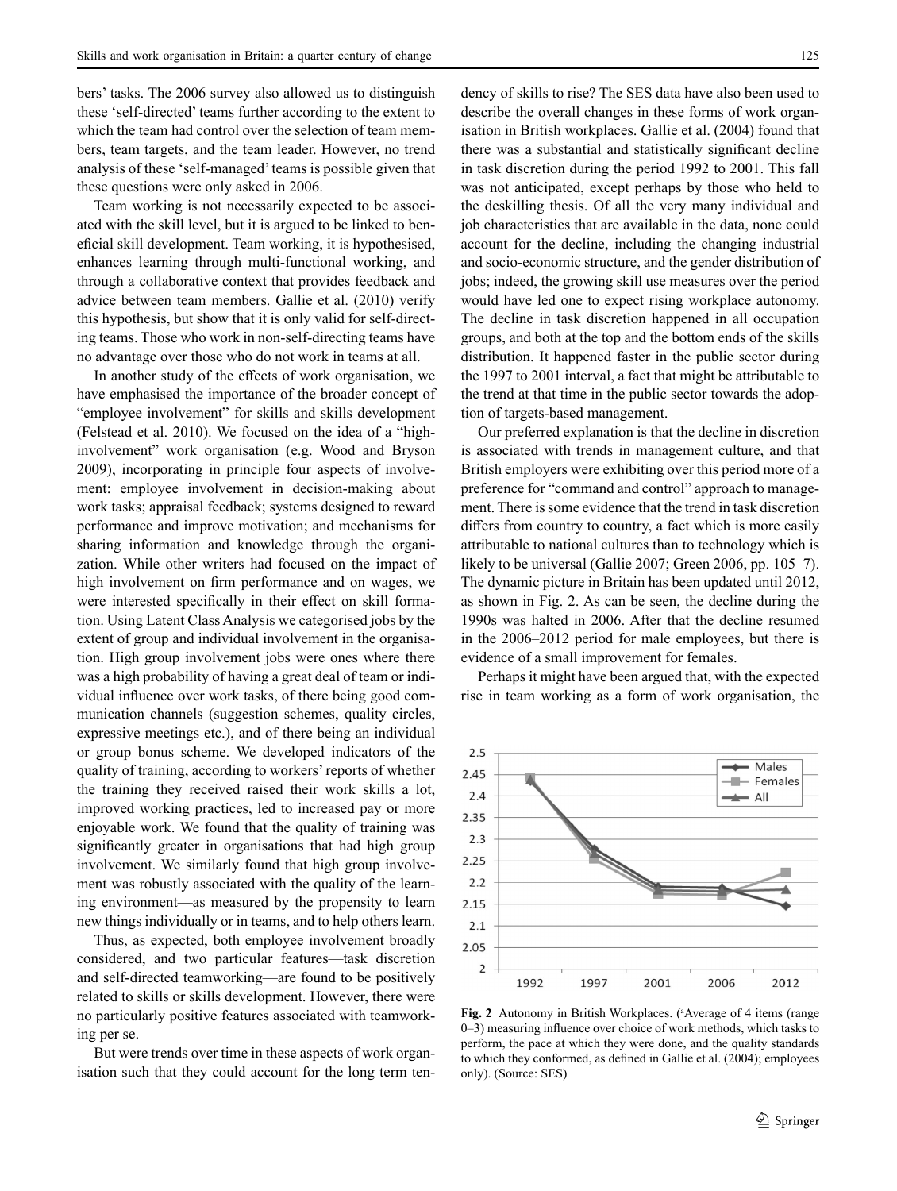bers' tasks. The 2006 survey also allowed us to distinguish these 'self-directed' teams further according to the extent to which the team had control over the selection of team members, team targets, and the team leader. However, no trend analysis of these 'self-managed' teams is possible given that these questions were only asked in 2006.

Team working is not necessarily expected to be associated with the skill level, but it is argued to be linked to beneficial skill development. Team working, it is hypothesised, enhances learning through multi-functional working, and through a collaborative context that provides feedback and advice between team members. Gallie et al. (2010) verify this hypothesis, but show that it is only valid for self-directing teams. Those who work in non-self-directing teams have no advantage over those who do not work in teams at all.

In another study of the effects of work organisation, we have emphasised the importance of the broader concept of "employee involvement" for skills and skills development (Felstead et al. 2010). We focused on the idea of a "high-involvement" work organisation (e.g. Wood and Bryson 2009), incorporating in principle four aspects of involvement: employee involvement in decision-making about work tasks; appraisal feedback; systems designed to reward performance and improve motivation; and mechanisms for sharing information and knowledge through the organization. While other writers had focused on the impact of high involvement on firm performance and on wages, we were interested specifically in their effect on skill formation. Using Latent Class Analysis we categorised jobs by the extent of group and individual involvement in the organisation. High group involvement jobs were ones where there was a high probability of having a great deal of team or individual influence over work tasks, of there being good communication channels (suggestion schemes, quality circles, expressive meetings etc.), and of there being an individual or group bonus scheme. We developed indicators of the quality of training, according to workers' reports of whether the training they received raised their work skills a lot, improved working practices, led to increased pay or more enjoyable work. We found that the quality of training was significantly greater in organisations that had high group involvement. We similarly found that high group involvement was robustly associated with the quality of the learning environment—as measured by the propensity to learn new things individually or in teams, and to help others learn.

Thus, as expected, both employee involvement broadly considered, and two particular features—task discretion and self-directed teamworking—are found to be positively related to skills or skills development. However, there were no particularly positive features associated with teamworking per se.

But were trends over time in these aspects of work organisation such that they could account for the long term tendency of skills to rise? The SES data have also been used to describe the overall changes in these forms of work organisation in British workplaces. Gallie et al. (2004) found that there was a substantial and statistically significant decline in task discretion during the period 1992 to 2001. This fall was not anticipated, except perhaps by those who held to the deskilling thesis. Of all the very many individual and job characteristics that are available in the data, none could account for the decline, including the changing industrial and socio-economic structure, and the gender distribution of jobs; indeed, the growing skill use measures over the period would have led one to expect rising workplace autonomy. The decline in task discretion happened in all occupation groups, and both at the top and the bottom ends of the skills distribution. It happened faster in the public sector during the 1997 to 2001 interval, a fact that might be attributable to the trend at that time in the public sector towards the adoption of targets-based management.

Our preferred explanation is that the decline in discretion is associated with trends in management culture, and that British employers were exhibiting over this period more of a preference for "command and control" approach to management. There is some evidence that the trend in task discretion differs from country to country, a fact which is more easily attributable to national cultures than to technology which is likely to be universal (Gallie 2007; Green 2006, pp. 105–7). The dynamic picture in Britain has been updated until 2012, as shown in Fig. 2. As can be seen, the decline during the 1990s was halted in 2006. After that the decline resumed in the 2006–2012 period for male employees, but there is evidence of a small improvement for females.

Perhaps it might have been argued that, with the expected rise in team working as a form of work organisation, the

**Fig. 2** Autonomy in British Workplaces. ([a]Average of 4 items (range 0–3) measuring influence over choice of work methods, which tasks to perform, the pace at which they were done, and the quality standards to which they conformed, as defined in Gallie et al. (2004); employees only). (Source: SES)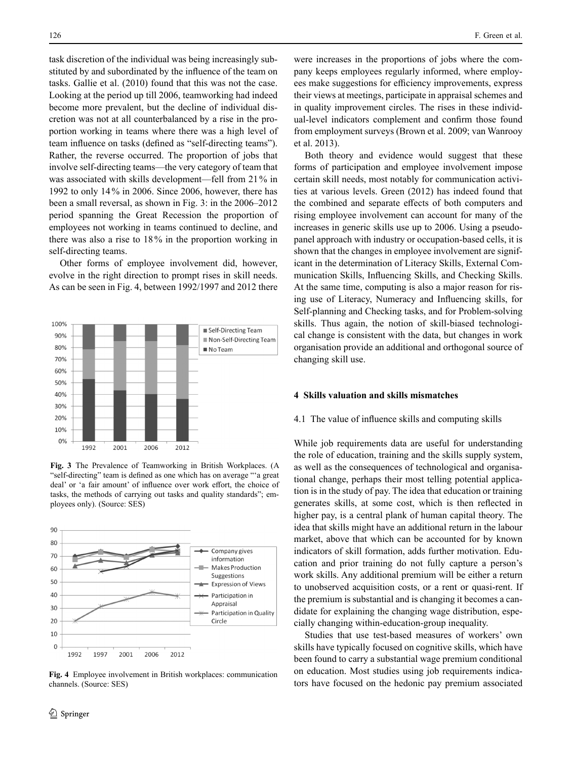task discretion of the individual was being increasingly substituted by and subordinated by the influence of the team on tasks. Gallie et al. (2010) found that this was not the case. Looking at the period up till 2006, teamworking had indeed become more prevalent, but the decline of individual discretion was not at all counterbalanced by a rise in the proportion working in teams where there was a high level of team influence on tasks (defined as "self-directing teams"). Rather, the reverse occurred. The proportion of jobs that involve self-directing teams—the very category of team that was associated with skills development—fell from 21 % in 1992 to only 14 % in 2006. Since 2006, however, there has been a small reversal, as shown in Fig. 3: in the 2006–2012 period spanning the Great Recession the proportion of employees not working in teams continued to decline, and there was also a rise to 18 % in the proportion working in self-directing teams.

Other forms of employee involvement did, however, evolve in the right direction to prompt rises in skill needs. As can be seen in Fig. 4, between 1992/1997 and 2012 there were increases in the proportions of jobs where the company keeps employees regularly informed, where employees make suggestions for efficiency improvements, express their views at meetings, participate in appraisal schemes and in quality improvement circles. The rises in these individual-level indicators complement and confirm those found from employment surveys (Brown et al. 2009; van Wanrooy et al. 2013).

**Fig. 3** The Prevalence of Teamworking in British Workplaces. (A "self-directing" team is defined as one which has on average "'a great deal' or 'a fair amount' of influence over work effort, the choice of tasks, the methods of carrying out tasks and quality standards"; employees only). (Source: SES)

**Fig. 4** Employee involvement in British workplaces: communication channels. (Source: SES)

Both theory and evidence would suggest that these forms of participation and employee involvement impose certain skill needs, most notably for communication activities at various levels. Green (2012) has indeed found that the combined and separate effects of both computers and rising employee involvement can account for many of the increases in generic skills use up to 2006. Using a pseudo-panel approach with industry or occupation-based cells, it is shown that the changes in employee involvement are significant in the determination of Literacy Skills, External Communication Skills, Influencing Skills, and Checking Skills. At the same time, computing is also a major reason for rising use of Literacy, Numeracy and Influencing skills, for Self-planning and Checking tasks, and for Problem-solving skills. Thus again, the notion of skill-biased technological change is consistent with the data, but changes in work organisation provide an additional and orthogonal source of changing skill use.

## 4 Skills valuation and skills mismatches

### 4.1 The value of influence skills and computing skills

While job requirements data are useful for understanding the role of education, training and the skills supply system, as well as the consequences of technological and organisational change, perhaps their most telling potential application is in the study of pay. The idea that education or training generates skills, at some cost, which is then reflected in higher pay, is a central plank of human capital theory. The idea that skills might have an additional return in the labour market, above that which can be accounted for by known indicators of skill formation, adds further motivation. Education and prior training do not fully capture a person's work skills. Any additional premium will be either a return to unobserved acquisition costs, or a rent or quasi-rent. If the premium is substantial and is changing it becomes a candidate for explaining the changing wage distribution, especially changing within-education-group inequality.

Studies that use test-based measures of workers' own skills have typically focused on cognitive skills, which have been found to carry a substantial wage premium conditional on education. Most studies using job requirements indicators have focused on the hedonic pay premium associated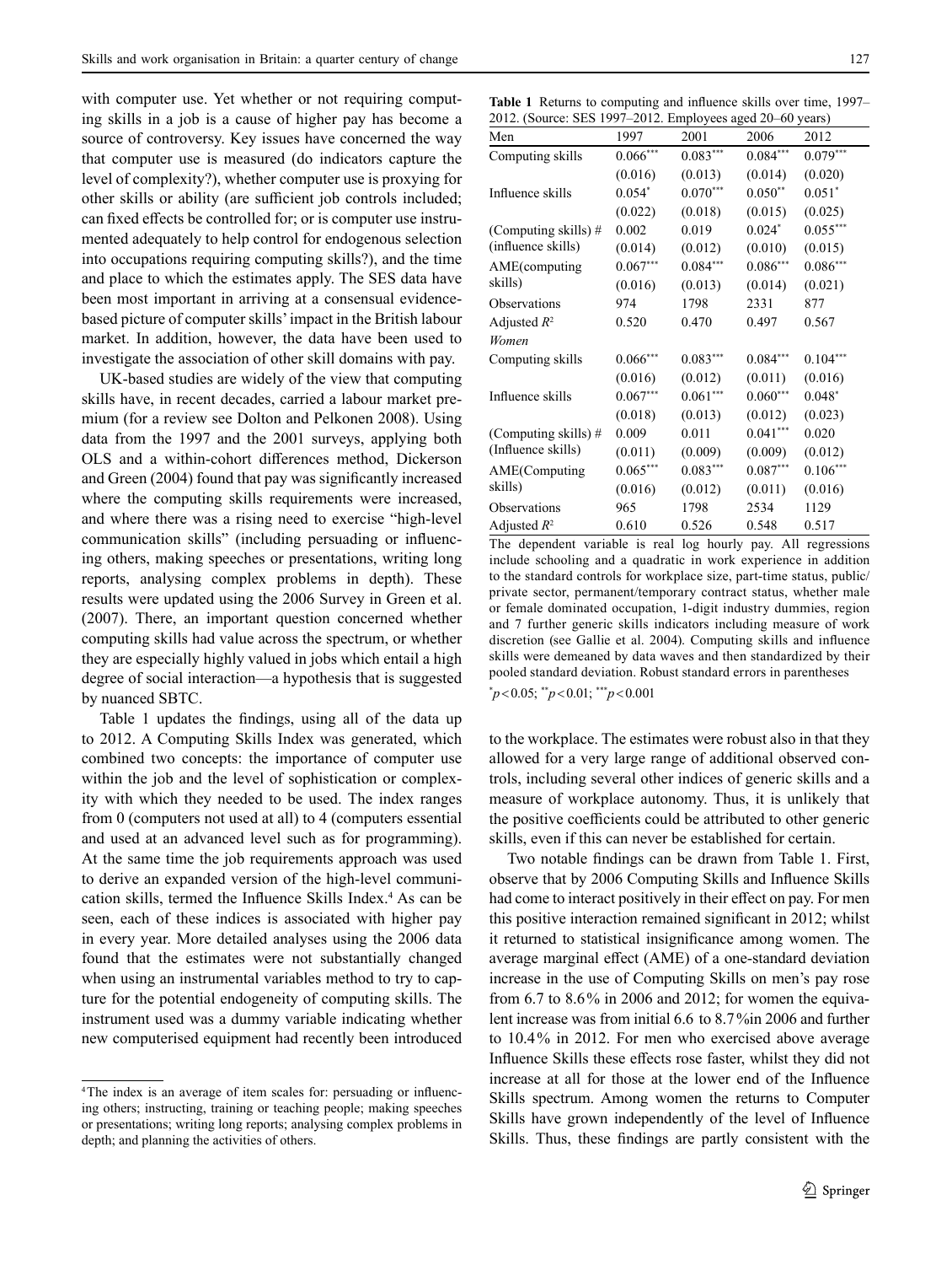with computer use. Yet whether or not requiring computing skills in a job is a cause of higher pay has become a source of controversy. Key issues have concerned the way that computer use is measured (do indicators capture the level of complexity?), whether computer use is proxying for other skills or ability (are sufficient job controls included; can fixed effects be controlled for; or is computer use instrumented adequately to help control for endogenous selection into occupations requiring computing skills?), and the time and place to which the estimates apply. The SES data have been most important in arriving at a consensual evidence-based picture of computer skills' impact in the British labour market. In addition, however, the data have been used to investigate the association of other skill domains with pay.

UK-based studies are widely of the view that computing skills have, in recent decades, carried a labour market premium (for a review see Dolton and Pelkonen 2008). Using data from the 1997 and the 2001 surveys, applying both OLS and a within-cohort differences method, Dickerson and Green (2004) found that pay was significantly increased where the computing skills requirements were increased, and where there was a rising need to exercise "high-level communication skills" (including persuading or influencing others, making speeches or presentations, writing long reports, analysing complex problems in depth). These results were updated using the 2006 Survey in Green et al. (2007). There, an important question concerned whether computing skills had value across the spectrum, or whether they are especially highly valued in jobs which entail a high degree of social interaction—a hypothesis that is suggested by nuanced SBTC.

Table 1 updates the findings, using all of the data up to 2012. A Computing Skills Index was generated, which combined two concepts: the importance of computer use within the job and the level of sophistication or complexity with which they needed to be used. The index ranges from 0 (computers not used at all) to 4 (computers essential and used at an advanced level such as for programming). At the same time the job requirements approach was used to derive an expanded version of the high-level communication skills, termed the Influence Skills Index.[4] As can be seen, each of these indices is associated with higher pay in every year. More detailed analyses using the 2006 data found that the estimates were not substantially changed when using an instrumental variables method to try to capture for the potential endogeneity of computing skills. The instrument used was a dummy variable indicating whether new computerised equipment had recently been introduced to the workplace. The estimates were robust also in that they allowed for a very large range of additional observed controls, including several other indices of generic skills and a measure of workplace autonomy. Thus, it is unlikely that the positive coefficients could be attributed to other generic skills, even if this can never be established for certain.

**Table 1** Returns to computing and influence skills over time, 1997–2012. (Source: SES 1997–2012. Employees aged 20–60 years)

| Men | 1997 | 2001 | 2006 | 2012 |
|---|---|---|---|---|
| Computing skills | 0.066*** | 0.083*** | 0.084*** | 0.079*** |
| | (0.016) | (0.013) | (0.014) | (0.020) |
| Influence skills | 0.054* | 0.070*** | 0.050** | 0.051* |
| | (0.022) | (0.018) | (0.015) | (0.025) |
| (Computing skills) # (influence skills) | 0.002 | 0.019 | 0.024* | 0.055*** |
| | (0.014) | (0.012) | (0.010) | (0.015) |
| AME(computing skills) | 0.067*** | 0.084*** | 0.086*** | 0.086*** |
| | (0.016) | (0.013) | (0.014) | (0.021) |
| Observations | 974 | 1798 | 2331 | 877 |
| Adjusted $R^2$ | 0.520 | 0.470 | 0.497 | 0.567 |
| *Women* | | | | |
| Computing skills | 0.066*** | 0.083*** | 0.084*** | 0.104*** |
| | (0.016) | (0.012) | (0.011) | (0.016) |
| Influence skills | 0.067*** | 0.061*** | 0.060*** | 0.048* |
| | (0.018) | (0.013) | (0.012) | (0.023) |
| (Computing skills) # (Influence skills) | 0.009 | 0.011 | 0.041*** | 0.020 |
| | (0.011) | (0.009) | (0.009) | (0.012) |
| AME(Computing skills) | 0.065*** | 0.083*** | 0.087*** | 0.106*** |
| | (0.016) | (0.012) | (0.011) | (0.016) |
| Observations | 965 | 1798 | 2534 | 1129 |
| Adjusted $R^2$ | 0.610 | 0.526 | 0.548 | 0.517 |

The dependent variable is real log hourly pay. All regressions include schooling and a quadratic in work experience in addition to the standard controls for workplace size, part-time status, public/private sector, permanent/temporary contract status, whether male or female dominated occupation, 1-digit industry dummies, region and 7 further generic skills indicators including measure of work discretion (see Gallie et al. 2004). Computing skills and influence skills were demeaned by data waves and then standardized by their pooled standard deviation. Robust standard errors in parentheses

*$p<0.05$; **$p<0.01$; ***$p<0.001$

Two notable findings can be drawn from Table 1. First, observe that by 2006 Computing Skills and Influence Skills had come to interact positively in their effect on pay. For men this positive interaction remained significant in 2012; whilst it returned to statistical insignificance among women. The average marginal effect (AME) of a one-standard deviation increase in the use of Computing Skills on men's pay rose from 6.7 to 8.6% in 2006 and 2012; for women the equivalent increase was from initial 6.6 to 8.7%in 2006 and further to 10.4% in 2012. For men who exercised above average Influence Skills these effects rose faster, whilst they did not increase at all for those at the lower end of the Influence Skills spectrum. Among women the returns to Computer Skills have grown independently of the level of Influence Skills. Thus, these findings are partly consistent with the

[4] The index is an average of item scales for: persuading or influencing others; instructing, training or teaching people; making speeches or presentations; writing long reports; analysing complex problems in depth; and planning the activities of others.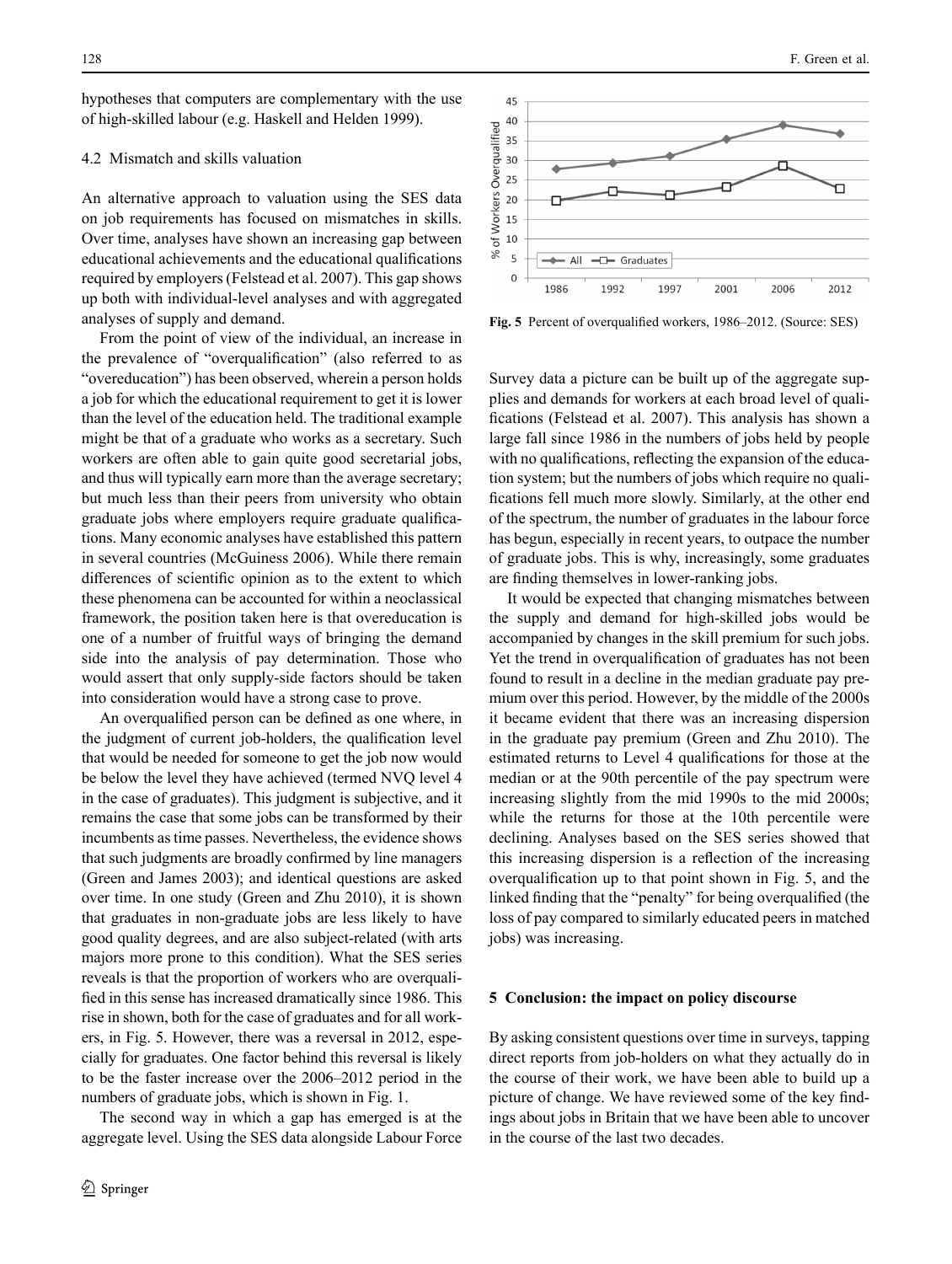hypotheses that computers are complementary with the use of high-skilled labour (e.g. Haskell and Helden 1999).

### 4.2 Mismatch and skills valuation

An alternative approach to valuation using the SES data on job requirements has focused on mismatches in skills. Over time, analyses have shown an increasing gap between educational achievements and the educational qualifications required by employers (Felstead et al. 2007). This gap shows up both with individual-level analyses and with aggregated analyses of supply and demand.

From the point of view of the individual, an increase in the prevalence of "overqualification" (also referred to as "overeducation") has been observed, wherein a person holds a job for which the educational requirement to get it is lower than the level of the education held. The traditional example might be that of a graduate who works as a secretary. Such workers are often able to gain quite good secretarial jobs, and thus will typically earn more than the average secretary; but much less than their peers from university who obtain graduate jobs where employers require graduate qualifications. Many economic analyses have established this pattern in several countries (McGuiness 2006). While there remain differences of scientific opinion as to the extent to which these phenomena can be accounted for within a neoclassical framework, the position taken here is that overeducation is one of a number of fruitful ways of bringing the demand side into the analysis of pay determination. Those who would assert that only supply-side factors should be taken into consideration would have a strong case to prove.

An overqualified person can be defined as one where, in the judgment of current job-holders, the qualification level that would be needed for someone to get the job now would be below the level they have achieved (termed NVQ level 4 in the case of graduates). This judgment is subjective, and it remains the case that some jobs can be transformed by their incumbents as time passes. Nevertheless, the evidence shows that such judgments are broadly confirmed by line managers (Green and James 2003); and identical questions are asked over time. In one study (Green and Zhu 2010), it is shown that graduates in non-graduate jobs are less likely to have good quality degrees, and are also subject-related (with arts majors more prone to this condition). What the SES series reveals is that the proportion of workers who are overqualified in this sense has increased dramatically since 1986. This rise in shown, both for the case of graduates and for all workers, in Fig. 5. However, there was a reversal in 2012, especially for graduates. One factor behind this reversal is likely to be the faster increase over the 2006–2012 period in the numbers of graduate jobs, which is shown in Fig. 1.

The second way in which a gap has emerged is at the aggregate level. Using the SES data alongside Labour Force Survey data a picture can be built up of the aggregate supplies and demands for workers at each broad level of qualifications (Felstead et al. 2007). This analysis has shown a large fall since 1986 in the numbers of jobs held by people with no qualifications, reflecting the expansion of the education system; but the numbers of jobs which require no qualifications fell much more slowly. Similarly, at the other end of the spectrum, the number of graduates in the labour force has begun, especially in recent years, to outpace the number of graduate jobs. This is why, increasingly, some graduates are finding themselves in lower-ranking jobs.

**Fig. 5** Percent of overqualified workers, 1986–2012. (Source: SES)

It would be expected that changing mismatches between the supply and demand for high-skilled jobs would be accompanied by changes in the skill premium for such jobs. Yet the trend in overqualification of graduates has not been found to result in a decline in the median graduate pay premium over this period. However, by the middle of the 2000s it became evident that there was an increasing dispersion in the graduate pay premium (Green and Zhu 2010). The estimated returns to Level 4 qualifications for those at the median or at the 90th percentile of the pay spectrum were increasing slightly from the mid 1990s to the mid 2000s; while the returns for those at the 10th percentile were declining. Analyses based on the SES series showed that this increasing dispersion is a reflection of the increasing overqualification up to that point shown in Fig. 5, and the linked finding that the "penalty" for being overqualified (the loss of pay compared to similarly educated peers in matched jobs) was increasing.

## 5 Conclusion: the impact on policy discourse

By asking consistent questions over time in surveys, tapping direct reports from job-holders on what they actually do in the course of their work, we have been able to build up a picture of change. We have reviewed some of the key findings about jobs in Britain that we have been able to uncover in the course of the last two decades.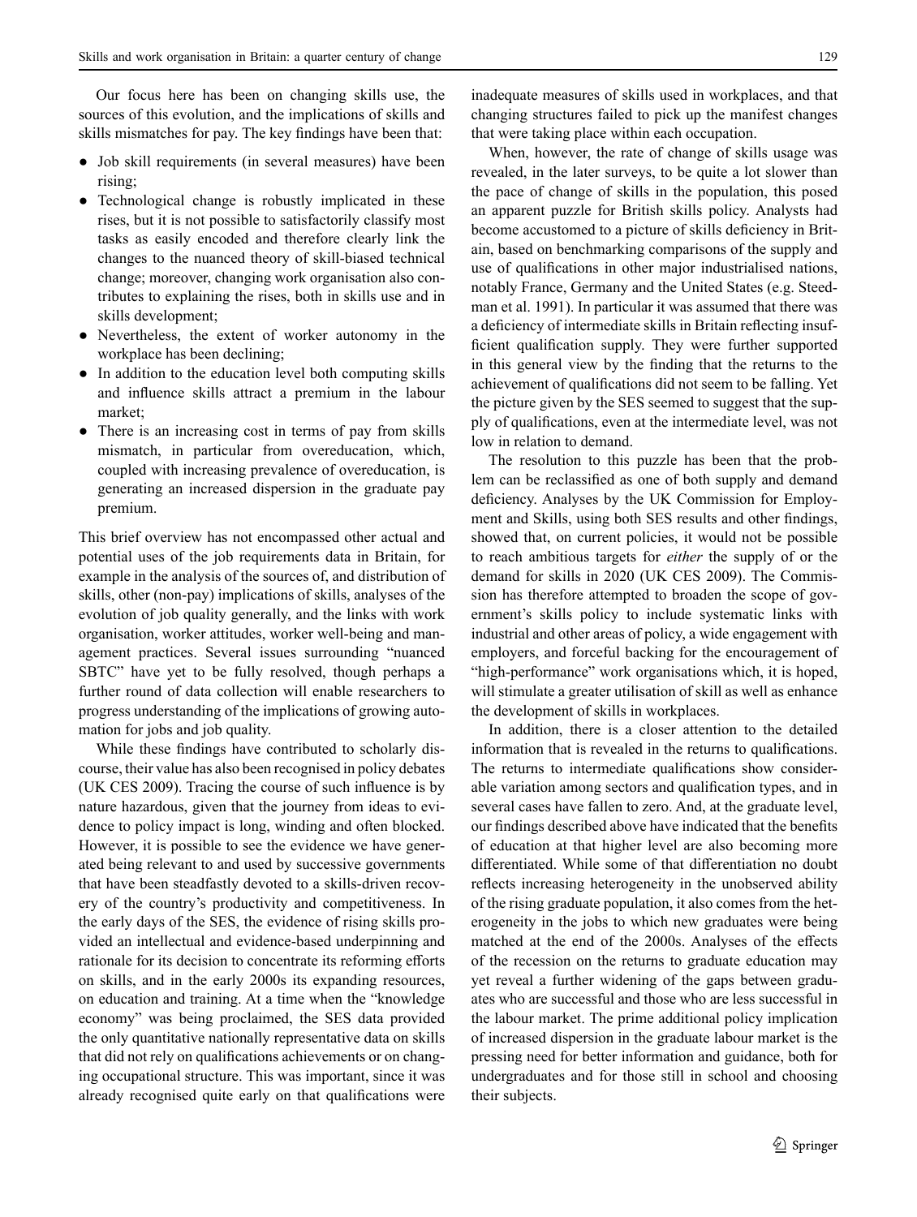Our focus here has been on changing skills use, the sources of this evolution, and the implications of skills and skills mismatches for pay. The key findings have been that:

- Job skill requirements (in several measures) have been rising;
- Technological change is robustly implicated in these rises, but it is not possible to satisfactorily classify most tasks as easily encoded and therefore clearly link the changes to the nuanced theory of skill-biased technical change; moreover, changing work organisation also contributes to explaining the rises, both in skills use and in skills development;
- Nevertheless, the extent of worker autonomy in the workplace has been declining;
- In addition to the education level both computing skills and influence skills attract a premium in the labour market;
- There is an increasing cost in terms of pay from skills mismatch, in particular from overeducation, which, coupled with increasing prevalence of overeducation, is generating an increased dispersion in the graduate pay premium.

This brief overview has not encompassed other actual and potential uses of the job requirements data in Britain, for example in the analysis of the sources of, and distribution of skills, other (non-pay) implications of skills, analyses of the evolution of job quality generally, and the links with work organisation, worker attitudes, worker well-being and management practices. Several issues surrounding "nuanced SBTC" have yet to be fully resolved, though perhaps a further round of data collection will enable researchers to progress understanding of the implications of growing automation for jobs and job quality.

While these findings have contributed to scholarly discourse, their value has also been recognised in policy debates (UK CES 2009). Tracing the course of such influence is by nature hazardous, given that the journey from ideas to evidence to policy impact is long, winding and often blocked. However, it is possible to see the evidence we have generated being relevant to and used by successive governments that have been steadfastly devoted to a skills-driven recovery of the country's productivity and competitiveness. In the early days of the SES, the evidence of rising skills provided an intellectual and evidence-based underpinning and rationale for its decision to concentrate its reforming efforts on skills, and in the early 2000s its expanding resources, on education and training. At a time when the "knowledge economy" was being proclaimed, the SES data provided the only quantitative nationally representative data on skills that did not rely on qualifications achievements or on changing occupational structure. This was important, since it was already recognised quite early on that qualifications were inadequate measures of skills used in workplaces, and that changing structures failed to pick up the manifest changes that were taking place within each occupation.

When, however, the rate of change of skills usage was revealed, in the later surveys, to be quite a lot slower than the pace of change of skills in the population, this posed an apparent puzzle for British skills policy. Analysts had become accustomed to a picture of skills deficiency in Britain, based on benchmarking comparisons of the supply and use of qualifications in other major industrialised nations, notably France, Germany and the United States (e.g. Steedman et al. 1991). In particular it was assumed that there was a deficiency of intermediate skills in Britain reflecting insufficient qualification supply. They were further supported in this general view by the finding that the returns to the achievement of qualifications did not seem to be falling. Yet the picture given by the SES seemed to suggest that the supply of qualifications, even at the intermediate level, was not low in relation to demand.

The resolution to this puzzle has been that the problem can be reclassified as one of both supply and demand deficiency. Analyses by the UK Commission for Employment and Skills, using both SES results and other findings, showed that, on current policies, it would not be possible to reach ambitious targets for *either* the supply of or the demand for skills in 2020 (UK CES 2009). The Commission has therefore attempted to broaden the scope of government's skills policy to include systematic links with industrial and other areas of policy, a wide engagement with employers, and forceful backing for the encouragement of "high-performance" work organisations which, it is hoped, will stimulate a greater utilisation of skill as well as enhance the development of skills in workplaces.

In addition, there is a closer attention to the detailed information that is revealed in the returns to qualifications. The returns to intermediate qualifications show considerable variation among sectors and qualification types, and in several cases have fallen to zero. And, at the graduate level, our findings described above have indicated that the benefits of education at that higher level are also becoming more differentiated. While some of that differentiation no doubt reflects increasing heterogeneity in the unobserved ability of the rising graduate population, it also comes from the heterogeneity in the jobs to which new graduates were being matched at the end of the 2000s. Analyses of the effects of the recession on the returns to graduate education may yet reveal a further widening of the gaps between graduates who are successful and those who are less successful in the labour market. The prime additional policy implication of increased dispersion in the graduate labour market is the pressing need for better information and guidance, both for undergraduates and for those still in school and choosing their subjects.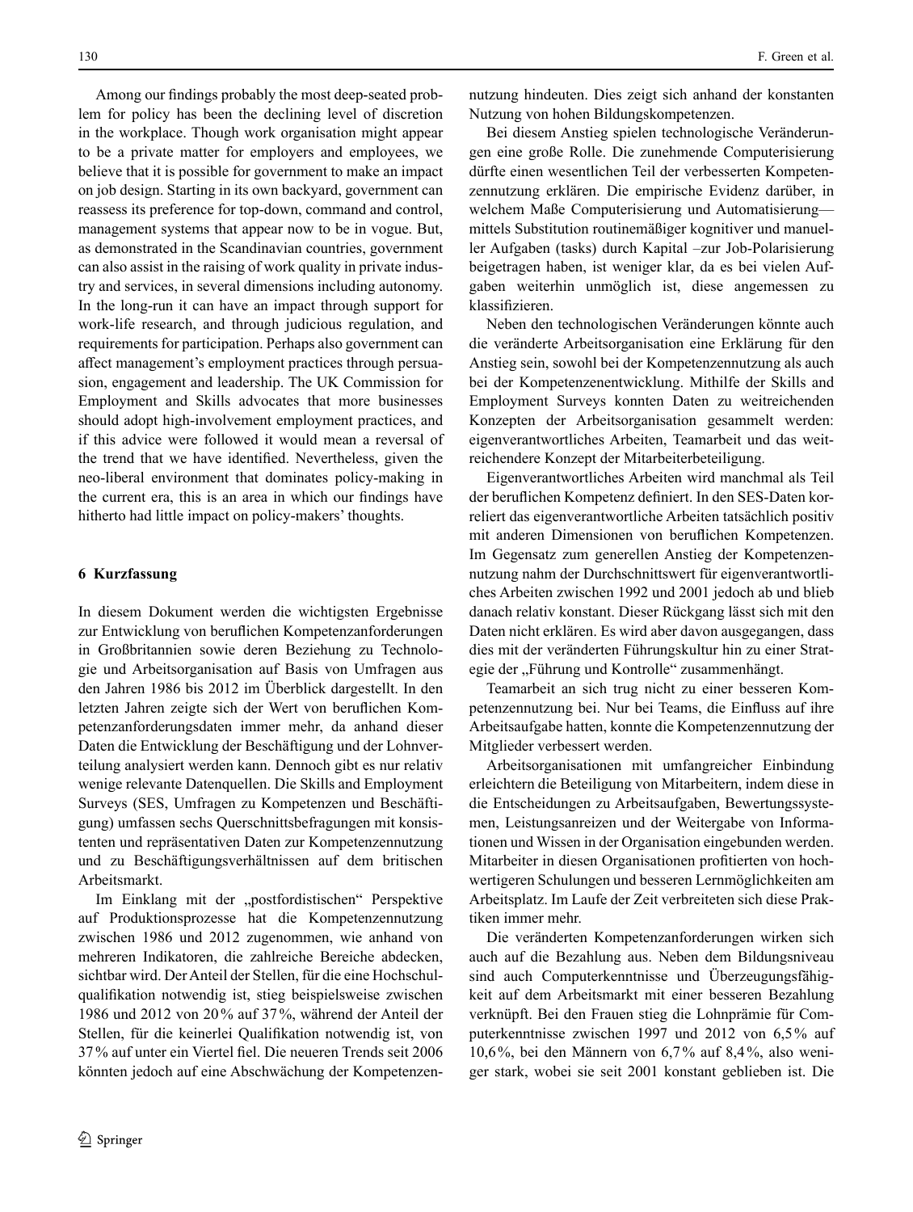Among our findings probably the most deep-seated problem for policy has been the declining level of discretion in the workplace. Though work organisation might appear to be a private matter for employers and employees, we believe that it is possible for government to make an impact on job design. Starting in its own backyard, government can reassess its preference for top-down, command and control, management systems that appear now to be in vogue. But, as demonstrated in the Scandinavian countries, government can also assist in the raising of work quality in private industry and services, in several dimensions including autonomy. In the long-run it can have an impact through support for work-life research, and through judicious regulation, and requirements for participation. Perhaps also government can affect management's employment practices through persuasion, engagement and leadership. The UK Commission for Employment and Skills advocates that more businesses should adopt high-involvement employment practices, and if this advice were followed it would mean a reversal of the trend that we have identified. Nevertheless, given the neo-liberal environment that dominates policy-making in the current era, this is an area in which our findings have hitherto had little impact on policy-makers' thoughts.

## 6 Kurzfassung

In diesem Dokument werden die wichtigsten Ergebnisse zur Entwicklung von beruflichen Kompetenzanforderungen in Großbritannien sowie deren Beziehung zu Technologie und Arbeitsorganisation auf Basis von Umfragen aus den Jahren 1986 bis 2012 im Überblick dargestellt. In den letzten Jahren zeigte sich der Wert von beruflichen Kompetenzanforderungsdaten immer mehr, da anhand dieser Daten die Entwicklung der Beschäftigung und der Lohnverteilung analysiert werden kann. Dennoch gibt es nur relativ wenige relevante Datenquellen. Die Skills and Employment Surveys (SES, Umfragen zu Kompetenzen und Beschäftigung) umfassen sechs Querschnittsbefragungen mit konsistenten und repräsentativen Daten zur Kompetenzennutzung und zu Beschäftigungsverhältnissen auf dem britischen Arbeitsmarkt.

Im Einklang mit der „postfordistischen" Perspektive auf Produktionsprozesse hat die Kompetenzennutzung zwischen 1986 und 2012 zugenommen, wie anhand von mehreren Indikatoren, die zahlreiche Bereiche abdecken, sichtbar wird. Der Anteil der Stellen, für die eine Hochschulqualifikation notwendig ist, stieg beispielsweise zwischen 1986 und 2012 von 20 % auf 37 %, während der Anteil der Stellen, für die keinerlei Qualifikation notwendig ist, von 37 % auf unter ein Viertel fiel. Die neueren Trends seit 2006 könnten jedoch auf eine Abschwächung der Kompetenzennutzung hindeuten. Dies zeigt sich anhand der konstanten Nutzung von hohen Bildungskompetenzen.

Bei diesem Anstieg spielen technologische Veränderungen eine große Rolle. Die zunehmende Computerisierung dürfte einen wesentlichen Teil der verbesserten Kompetenzennutzung erklären. Die empirische Evidenz darüber, in welchem Maße Computerisierung und Automatisierung—mittels Substitution routinemäßiger kognitiver und manueller Aufgaben (tasks) durch Kapital –zur Job-Polarisierung beigetragen haben, ist weniger klar, da es bei vielen Aufgaben weiterhin unmöglich ist, diese angemessen zu klassifizieren.

Neben den technologischen Veränderungen könnte auch die veränderte Arbeitsorganisation eine Erklärung für den Anstieg sein, sowohl bei der Kompetenzennutzung als auch bei der Kompetenzenentwicklung. Mithilfe der Skills and Employment Surveys konnten Daten zu weitreichenden Konzepten der Arbeitsorganisation gesammelt werden: eigenverantwortliches Arbeiten, Teamarbeit und das weitreichendere Konzept der Mitarbeiterbeteiligung.

Eigenverantwortliches Arbeiten wird manchmal als Teil der beruflichen Kompetenz definiert. In den SES-Daten korreliert das eigenverantwortliche Arbeiten tatsächlich positiv mit anderen Dimensionen von beruflichen Kompetenzen. Im Gegensatz zum generellen Anstieg der Kompetenzennutzung nahm der Durchschnittswert für eigenverantwortliches Arbeiten zwischen 1992 und 2001 jedoch ab und blieb danach relativ konstant. Dieser Rückgang lässt sich mit den Daten nicht erklären. Es wird aber davon ausgegangen, dass dies mit der veränderten Führungskultur hin zu einer Strategie der „Führung und Kontrolle" zusammenhängt.

Teamarbeit an sich trug nicht zu einer besseren Kompetenzennutzung bei. Nur bei Teams, die Einfluss auf ihre Arbeitsaufgabe hatten, konnte die Kompetenzennutzung der Mitglieder verbessert werden.

Arbeitsorganisationen mit umfangreicher Einbindung erleichtern die Beteiligung von Mitarbeitern, indem diese in die Entscheidungen zu Arbeitsaufgaben, Bewertungssystemen, Leistungsanreizen und der Weitergabe von Informationen und Wissen in der Organisation eingebunden werden. Mitarbeiter in diesen Organisationen profitierten von hochwertigeren Schulungen und besseren Lernmöglichkeiten am Arbeitsplatz. Im Laufe der Zeit verbreiteten sich diese Praktiken immer mehr.

Die veränderten Kompetenzanforderungen wirken sich auch auf die Bezahlung aus. Neben dem Bildungsniveau sind auch Computerkenntnisse und Überzeugungsfähigkeit auf dem Arbeitsmarkt mit einer besseren Bezahlung verknüpft. Bei den Frauen stieg die Lohnprämie für Computerkenntnisse zwischen 1997 und 2012 von 6,5 % auf 10,6 %, bei den Männern von 6,7 % auf 8,4 %, also weniger stark, wobei sie seit 2001 konstant geblieben ist. Die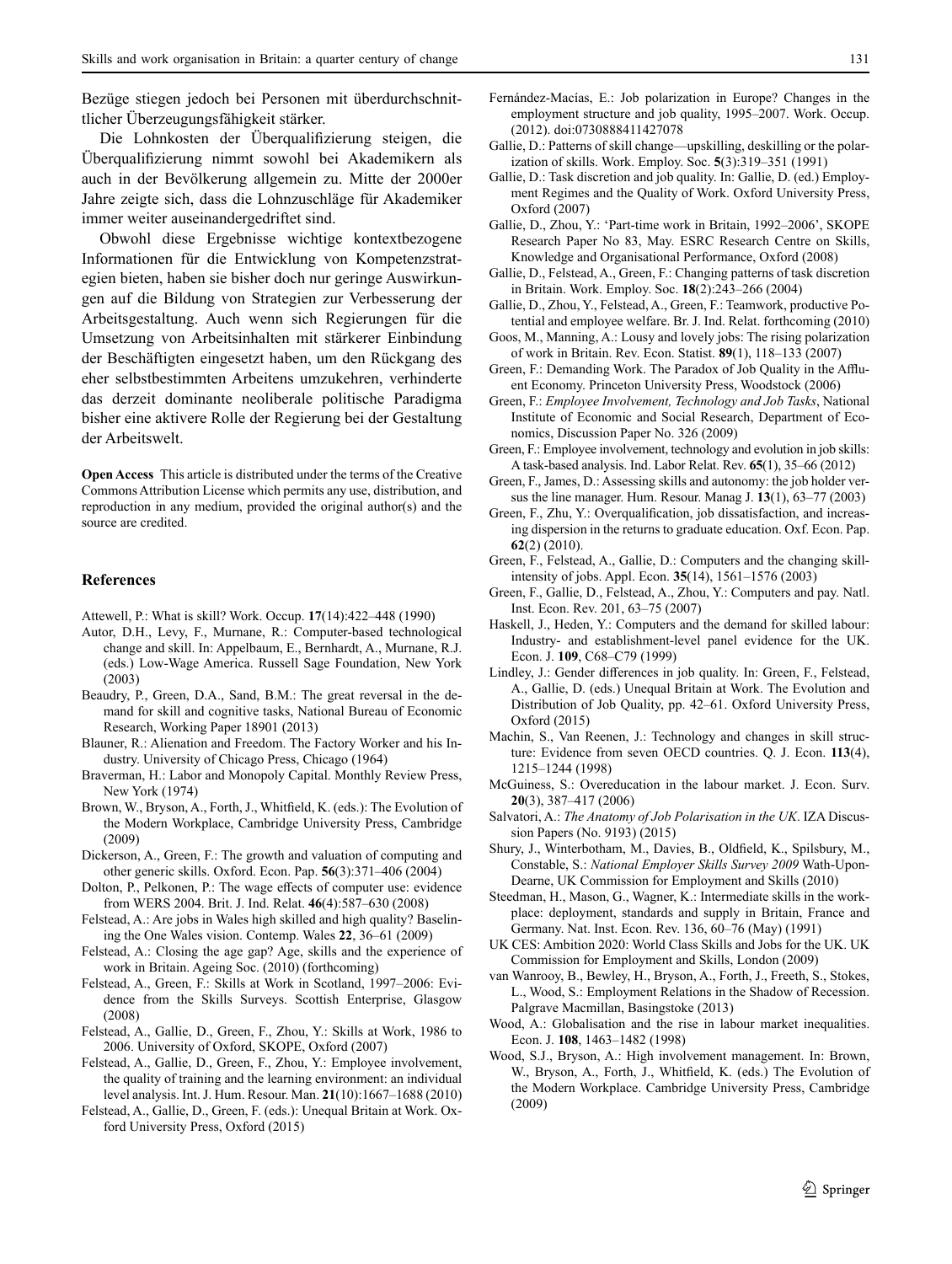Bezüge stiegen jedoch bei Personen mit überdurchschnittlicher Überzeugungsfähigkeit stärker.

Die Lohnkosten der Überqualifizierung steigen, die Überqualifizierung nimmt sowohl bei Akademikern als auch in der Bevölkerung allgemein zu. Mitte der 2000er Jahre zeigte sich, dass die Lohnzuschläge für Akademiker immer weiter auseinandergedriftet sind.

Obwohl diese Ergebnisse wichtige kontextbezogene Informationen für die Entwicklung von Kompetenzstrategien bieten, haben sie bisher doch nur geringe Auswirkungen auf die Bildung von Strategien zur Verbesserung der Arbeitsgestaltung. Auch wenn sich Regierungen für die Umsetzung von Arbeitsinhalten mit stärkerer Einbindung der Beschäftigten eingesetzt haben, um den Rückgang des eher selbstbestimmten Arbeitens umzukehren, verhinderte das derzeit dominante neoliberale politische Paradigma bisher eine aktivere Rolle der Regierung bei der Gestaltung der Arbeitswelt.

**Open Access** This article is distributed under the terms of the Creative Commons Attribution License which permits any use, distribution, and reproduction in any medium, provided the original author(s) and the source are credited.

## References

Attewell, P.: What is skill? Work. Occup. **17**(14):422–448 (1990)

Autor, D.H., Levy, F., Murnane, R.: Computer-based technological change and skill. In: Appelbaum, E., Bernhardt, A., Murnane, R.J. (eds.) Low-Wage America. Russell Sage Foundation, New York (2003)

Beaudry, P., Green, D.A., Sand, B.M.: The great reversal in the demand for skill and cognitive tasks, National Bureau of Economic Research, Working Paper 18901 (2013)

Blauner, R.: Alienation and Freedom. The Factory Worker and his Industry. University of Chicago Press, Chicago (1964)

Braverman, H.: Labor and Monopoly Capital. Monthly Review Press, New York (1974)

Brown, W., Bryson, A., Forth, J., Whitfield, K. (eds.): The Evolution of the Modern Workplace, Cambridge University Press, Cambridge (2009)

Dickerson, A., Green, F.: The growth and valuation of computing and other generic skills. Oxford. Econ. Pap. **56**(3):371–406 (2004)

Dolton, P., Pelkonen, P.: The wage effects of computer use: evidence from WERS 2004. Brit. J. Ind. Relat. **46**(4):587–630 (2008)

Felstead, A.: Are jobs in Wales high skilled and high quality? Baselining the One Wales vision. Contemp. Wales **22**, 36–61 (2009)

Felstead, A.: Closing the age gap? Age, skills and the experience of work in Britain. Ageing Soc. (2010) (forthcoming)

Felstead, A., Green, F.: Skills at Work in Scotland, 1997–2006: Evidence from the Skills Surveys. Scottish Enterprise, Glasgow (2008)

Felstead, A., Gallie, D., Green, F., Zhou, Y.: Skills at Work, 1986 to 2006. University of Oxford, SKOPE, Oxford (2007)

Felstead, A., Gallie, D., Green, F., Zhou, Y.: Employee involvement, the quality of training and the learning environment: an individual level analysis. Int. J. Hum. Resour. Man. **21**(10):1667–1688 (2010)

Felstead, A., Gallie, D., Green, F. (eds.): Unequal Britain at Work. Oxford University Press, Oxford (2015)

Fernández-Macías, E.: Job polarization in Europe? Changes in the employment structure and job quality, 1995–2007. Work. Occup. (2012). doi:0730888411427078

Gallie, D.: Patterns of skill change—upskilling, deskilling or the polarization of skills. Work. Employ. Soc. **5**(3):319–351 (1991)

Gallie, D.: Task discretion and job quality. In: Gallie, D. (ed.) Employment Regimes and the Quality of Work. Oxford University Press, Oxford (2007)

Gallie, D., Zhou, Y.: 'Part-time work in Britain, 1992–2006', SKOPE Research Paper No 83, May. ESRC Research Centre on Skills, Knowledge and Organisational Performance, Oxford (2008)

Gallie, D., Felstead, A., Green, F.: Changing patterns of task discretion in Britain. Work. Employ. Soc. **18**(2):243–266 (2004)

Gallie, D., Zhou, Y., Felstead, A., Green, F.: Teamwork, productive Potential and employee welfare. Br. J. Ind. Relat. forthcoming (2010)

Goos, M., Manning, A.: Lousy and lovely jobs: The rising polarization of work in Britain. Rev. Econ. Statist. **89**(1), 118–133 (2007)

Green, F.: Demanding Work. The Paradox of Job Quality in the Affluent Economy. Princeton University Press, Woodstock (2006)

Green, F.: *Employee Involvement, Technology and Job Tasks*, National Institute of Economic and Social Research, Department of Economics, Discussion Paper No. 326 (2009)

Green, F.: Employee involvement, technology and evolution in job skills: A task-based analysis. Ind. Labor Relat. Rev. **65**(1), 35–66 (2012)

Green, F., James, D.: Assessing skills and autonomy: the job holder versus the line manager. Hum. Resour. Manag J. **13**(1), 63–77 (2003)

Green, F., Zhu, Y.: Overqualification, job dissatisfaction, and increasing dispersion in the returns to graduate education. Oxf. Econ. Pap. **62**(2) (2010).

Green, F., Felstead, A., Gallie, D.: Computers and the changing skill-intensity of jobs. Appl. Econ. **35**(14), 1561–1576 (2003)

Green, F., Gallie, D., Felstead, A., Zhou, Y.: Computers and pay. Natl. Inst. Econ. Rev. 201, 63–75 (2007)

Haskell, J., Heden, Y.: Computers and the demand for skilled labour: Industry- and establishment-level panel evidence for the UK. Econ. J. **109**, C68–C79 (1999)

Lindley, J.: Gender differences in job quality. In: Green, F., Felstead, A., Gallie, D. (eds.) Unequal Britain at Work. The Evolution and Distribution of Job Quality, pp. 42–61. Oxford University Press, Oxford (2015)

Machin, S., Van Reenen, J.: Technology and changes in skill structure: Evidence from seven OECD countries. Q. J. Econ. **113**(4), 1215–1244 (1998)

McGuiness, S.: Overeducation in the labour market. J. Econ. Surv. **20**(3), 387–417 (2006)

Salvatori, A.: *The Anatomy of Job Polarisation in the UK*. IZA Discussion Papers (No. 9193) (2015)

Shury, J., Winterbotham, M., Davies, B., Oldfield, K., Spilsbury, M., Constable, S.: *National Employer Skills Survey 2009* Wath-Upon-Dearne, UK Commission for Employment and Skills (2010)

Steedman, H., Mason, G., Wagner, K.: Intermediate skills in the workplace: deployment, standards and supply in Britain, France and Germany. Nat. Inst. Econ. Rev. 136, 60–76 (May) (1991)

UK CES: Ambition 2020: World Class Skills and Jobs for the UK. UK Commission for Employment and Skills, London (2009)

van Wanrooy, B., Bewley, H., Bryson, A., Forth, J., Freeth, S., Stokes, L., Wood, S.: Employment Relations in the Shadow of Recession. Palgrave Macmillan, Basingstoke (2013)

Wood, A.: Globalisation and the rise in labour market inequalities. Econ. J. **108**, 1463–1482 (1998)

Wood, S.J., Bryson, A.: High involvement management. In: Brown, W., Bryson, A., Forth, J., Whitfield, K. (eds.) The Evolution of the Modern Workplace. Cambridge University Press, Cambridge (2009)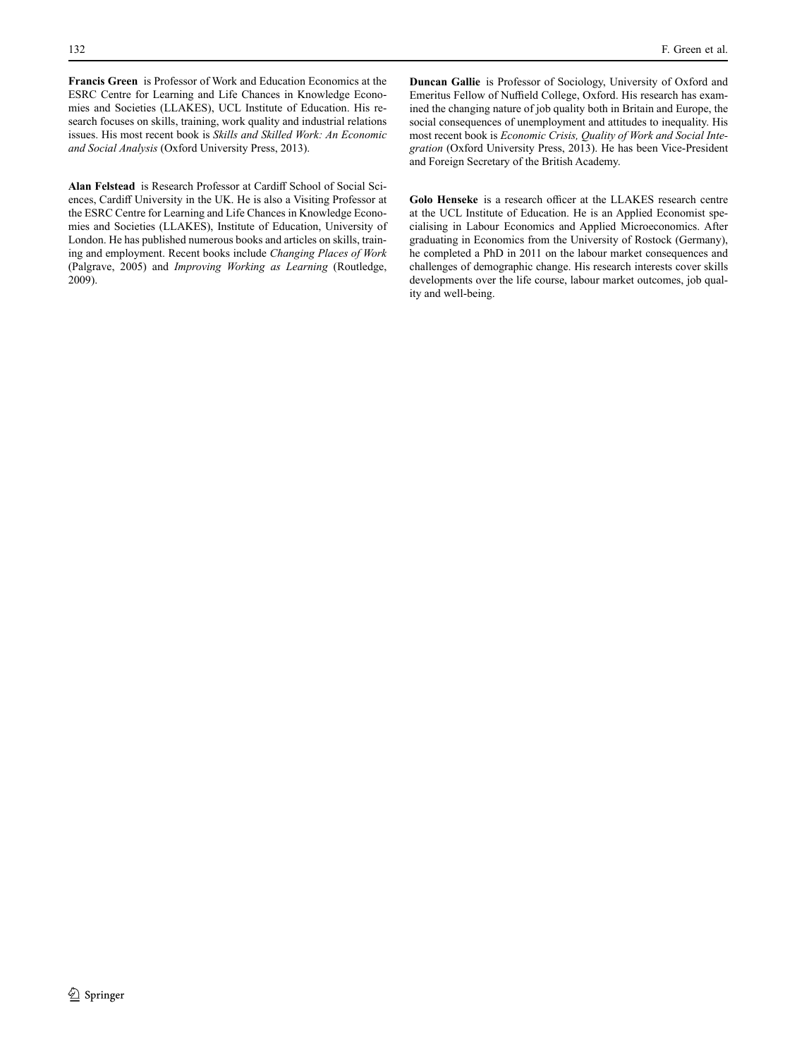**Francis Green** is Professor of Work and Education Economics at the ESRC Centre for Learning and Life Chances in Knowledge Economies and Societies (LLAKES), UCL Institute of Education. His research focuses on skills, training, work quality and industrial relations issues. His most recent book is *Skills and Skilled Work: An Economic and Social Analysis* (Oxford University Press, 2013).

**Alan Felstead** is Research Professor at Cardiff School of Social Sciences, Cardiff University in the UK. He is also a Visiting Professor at the ESRC Centre for Learning and Life Chances in Knowledge Economies and Societies (LLAKES), Institute of Education, University of London. He has published numerous books and articles on skills, training and employment. Recent books include *Changing Places of Work* (Palgrave, 2005) and *Improving Working as Learning* (Routledge, 2009).

**Duncan Gallie** is Professor of Sociology, University of Oxford and Emeritus Fellow of Nuffield College, Oxford. His research has examined the changing nature of job quality both in Britain and Europe, the social consequences of unemployment and attitudes to inequality. His most recent book is *Economic Crisis, Quality of Work and Social Integration* (Oxford University Press, 2013). He has been Vice-President and Foreign Secretary of the British Academy.

**Golo Henseke** is a research officer at the LLAKES research centre at the UCL Institute of Education. He is an Applied Economist specialising in Labour Economics and Applied Microeconomics. After graduating in Economics from the University of Rostock (Germany), he completed a PhD in 2011 on the labour market consequences and challenges of demographic change. His research interests cover skills developments over the life course, labour market outcomes, job quality and well-being.